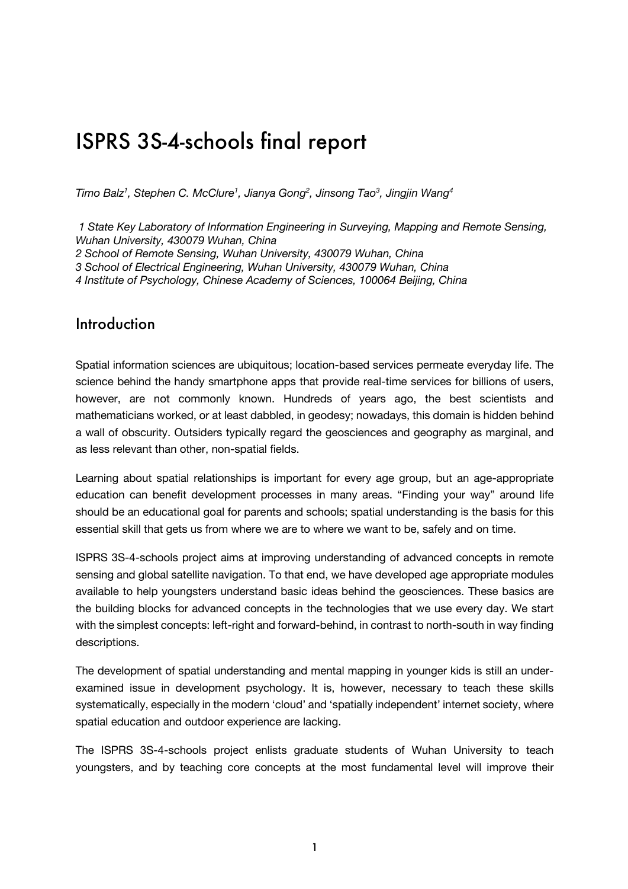# ISPRS 3S-4-schools final report

*Timo Balz[1], Stephen C. McClure[1], Jianya Gong[2], Jinsong Tao[3], Jingjin Wang[4]*

*1 State Key Laboratory of Information Engineering in Surveying, Mapping and Remote Sensing, Wuhan University, 430079 Wuhan, China*
*2 School of Remote Sensing, Wuhan University, 430079 Wuhan, China*
*3 School of Electrical Engineering, Wuhan University, 430079 Wuhan, China*
*4 Institute of Psychology, Chinese Academy of Sciences, 100064 Beijing, China*

## Introduction

Spatial information sciences are ubiquitous; location-based services permeate everyday life. The science behind the handy smartphone apps that provide real-time services for billions of users, however, are not commonly known. Hundreds of years ago, the best scientists and mathematicians worked, or at least dabbled, in geodesy; nowadays, this domain is hidden behind a wall of obscurity. Outsiders typically regard the geosciences and geography as marginal, and as less relevant than other, non-spatial fields.

Learning about spatial relationships is important for every age group, but an age-appropriate education can benefit development processes in many areas. “Finding your way” around life should be an educational goal for parents and schools; spatial understanding is the basis for this essential skill that gets us from where we are to where we want to be, safely and on time.

ISPRS 3S-4-schools project aims at improving understanding of advanced concepts in remote sensing and global satellite navigation. To that end, we have developed age appropriate modules available to help youngsters understand basic ideas behind the geosciences. These basics are the building blocks for advanced concepts in the technologies that we use every day. We start with the simplest concepts: left-right and forward-behind, in contrast to north-south in way finding descriptions.

The development of spatial understanding and mental mapping in younger kids is still an under-examined issue in development psychology. It is, however, necessary to teach these skills systematically, especially in the modern ‘cloud’ and ‘spatially independent’ internet society, where spatial education and outdoor experience are lacking.

The ISPRS 3S-4-schools project enlists graduate students of Wuhan University to teach youngsters, and by teaching core concepts at the most fundamental level will improve their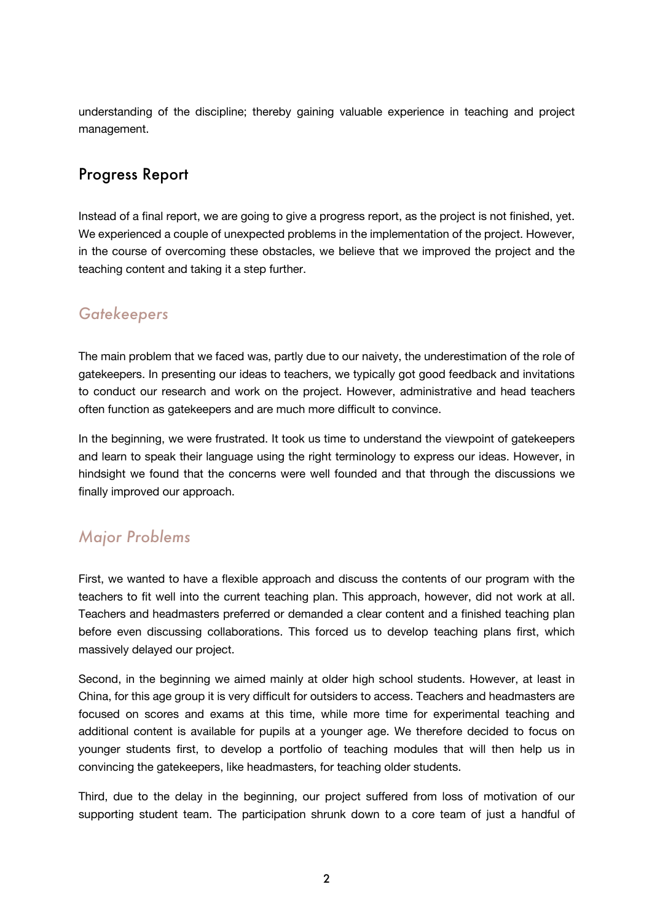understanding of the discipline; thereby gaining valuable experience in teaching and project management.

## Progress Report

Instead of a final report, we are going to give a progress report, as the project is not finished, yet. We experienced a couple of unexpected problems in the implementation of the project. However, in the course of overcoming these obstacles, we believe that we improved the project and the teaching content and taking it a step further.

### *Gatekeepers*

The main problem that we faced was, partly due to our naivety, the underestimation of the role of gatekeepers. In presenting our ideas to teachers, we typically got good feedback and invitations to conduct our research and work on the project. However, administrative and head teachers often function as gatekeepers and are much more difficult to convince.

In the beginning, we were frustrated. It took us time to understand the viewpoint of gatekeepers and learn to speak their language using the right terminology to express our ideas. However, in hindsight we found that the concerns were well founded and that through the discussions we finally improved our approach.

### *Major Problems*

First, we wanted to have a flexible approach and discuss the contents of our program with the teachers to fit well into the current teaching plan. This approach, however, did not work at all. Teachers and headmasters preferred or demanded a clear content and a finished teaching plan before even discussing collaborations. This forced us to develop teaching plans first, which massively delayed our project.

Second, in the beginning we aimed mainly at older high school students. However, at least in China, for this age group it is very difficult for outsiders to access. Teachers and headmasters are focused on scores and exams at this time, while more time for experimental teaching and additional content is available for pupils at a younger age. We therefore decided to focus on younger students first, to develop a portfolio of teaching modules that will then help us in convincing the gatekeepers, like headmasters, for teaching older students.

Third, due to the delay in the beginning, our project suffered from loss of motivation of our supporting student team. The participation shrunk down to a core team of just a handful of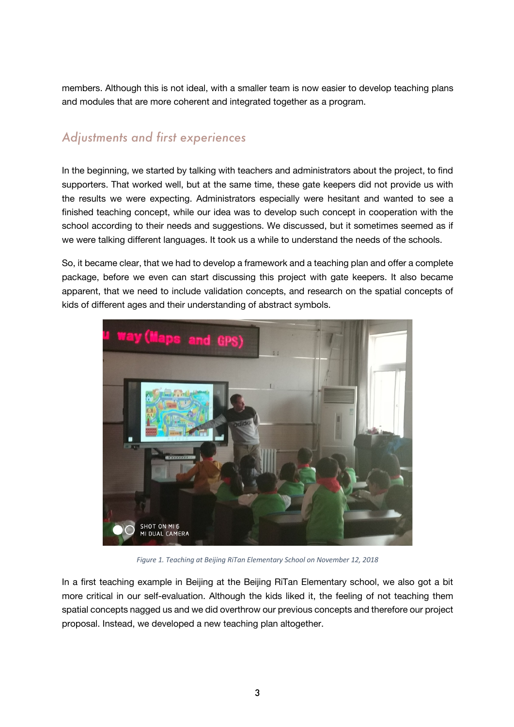members. Although this is not ideal, with a smaller team is now easier to develop teaching plans and modules that are more coherent and integrated together as a program.

## *Adjustments and first experiences*

In the beginning, we started by talking with teachers and administrators about the project, to find supporters. That worked well, but at the same time, these gate keepers did not provide us with the results we were expecting. Administrators especially were hesitant and wanted to see a finished teaching concept, while our idea was to develop such concept in cooperation with the school according to their needs and suggestions. We discussed, but it sometimes seemed as if we were talking different languages. It took us a while to understand the needs of the schools.

So, it became clear, that we had to develop a framework and a teaching plan and offer a complete package, before we even can start discussing this project with gate keepers. It also became apparent, that we need to include validation concepts, and research on the spatial concepts of kids of different ages and their understanding of abstract symbols.

*Figure 1. Teaching at Beijing RiTan Elementary School on November 12, 2018*

In a first teaching example in Beijing at the Beijing RiTan Elementary school, we also got a bit more critical in our self-evaluation. Although the kids liked it, the feeling of not teaching them spatial concepts nagged us and we did overthrow our previous concepts and therefore our project proposal. Instead, we developed a new teaching plan altogether.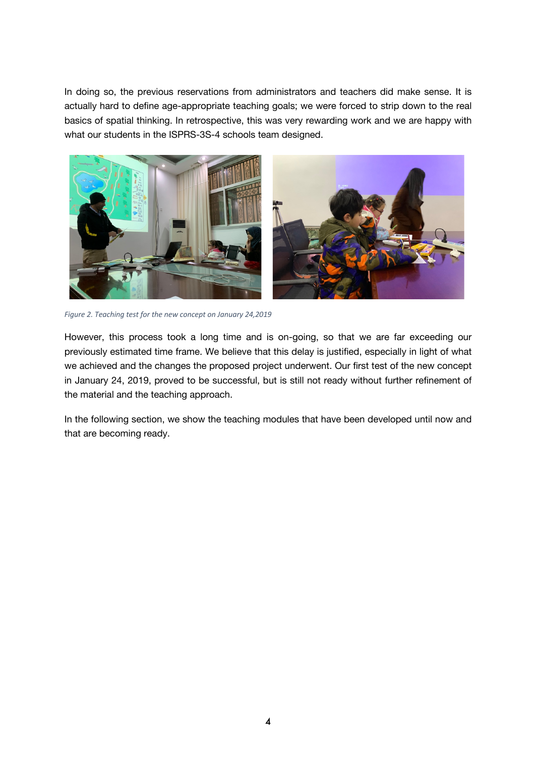In doing so, the previous reservations from administrators and teachers did make sense. It is actually hard to define age-appropriate teaching goals; we were forced to strip down to the real basics of spatial thinking. In retrospective, this was very rewarding work and we are happy with what our students in the ISPRS-3S-4 schools team designed.

*Figure 2. Teaching test for the new concept on January 24,2019*

However, this process took a long time and is on-going, so that we are far exceeding our previously estimated time frame. We believe that this delay is justified, especially in light of what we achieved and the changes the proposed project underwent. Our first test of the new concept in January 24, 2019, proved to be successful, but is still not ready without further refinement of the material and the teaching approach.

In the following section, we show the teaching modules that have been developed until now and that are becoming ready.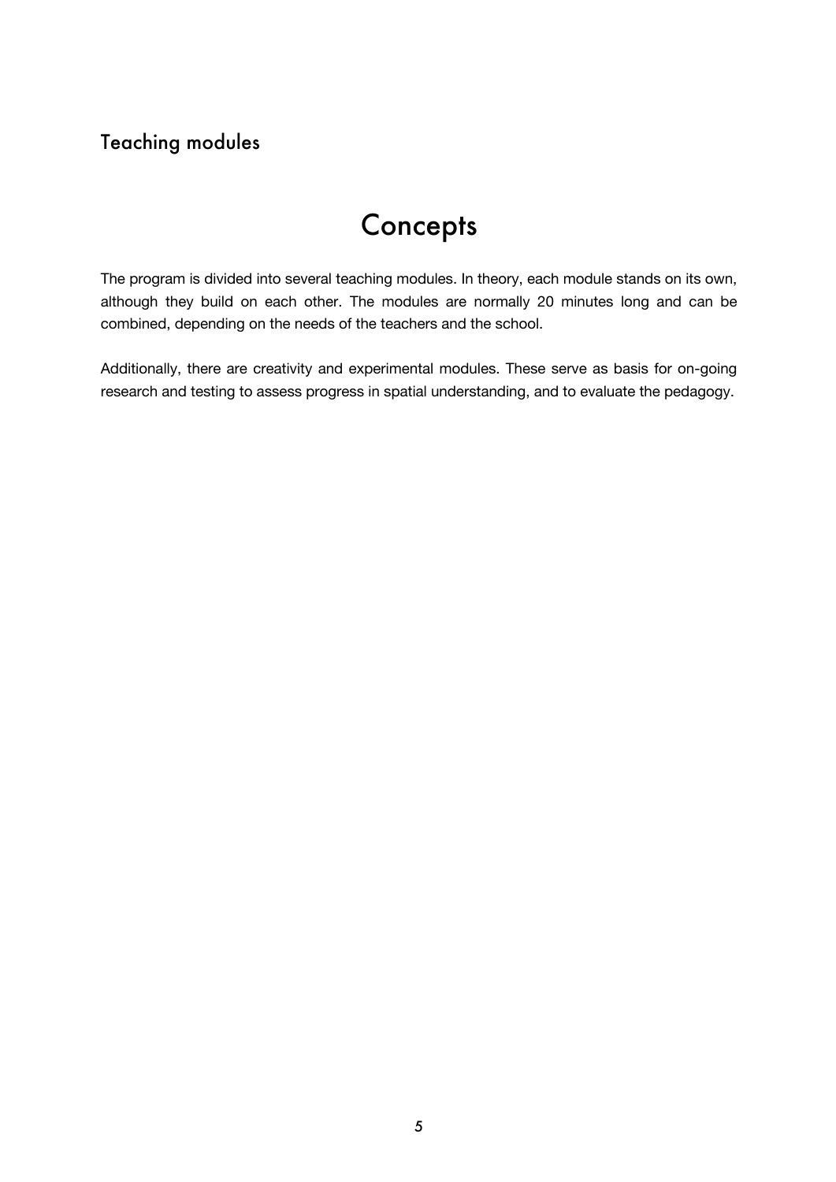## Teaching modules

# Concepts

The program is divided into several teaching modules. In theory, each module stands on its own, although they build on each other. The modules are normally 20 minutes long and can be combined, depending on the needs of the teachers and the school.

Additionally, there are creativity and experimental modules. These serve as basis for on-going research and testing to assess progress in spatial understanding, and to evaluate the pedagogy.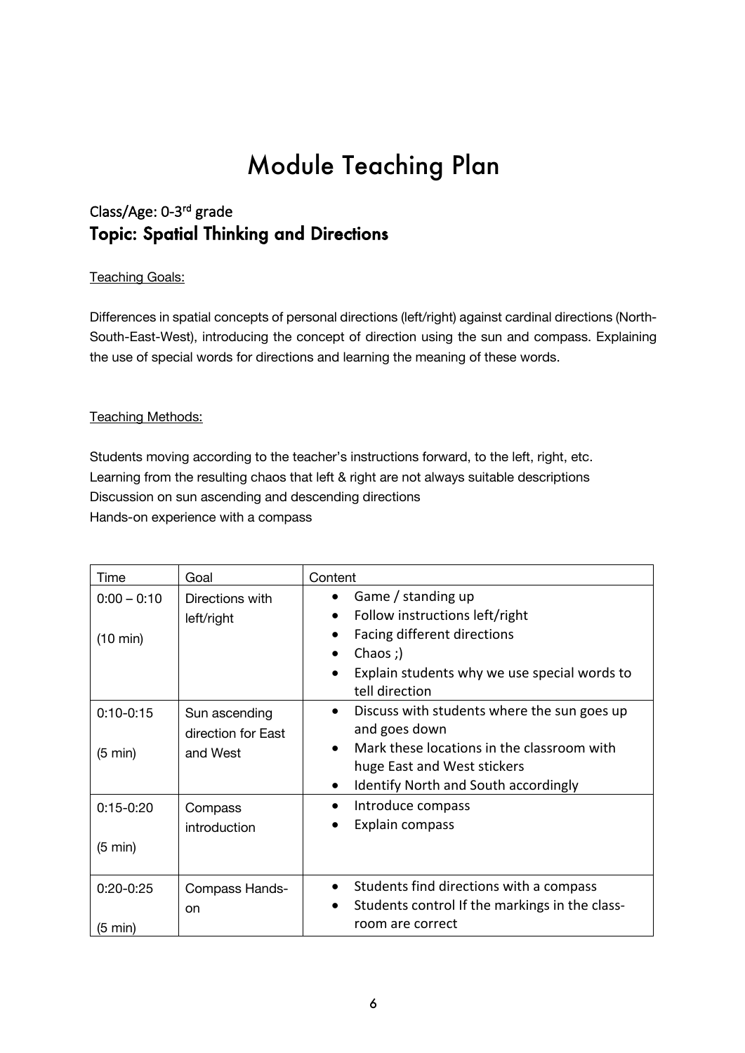# Module Teaching Plan

## Class/Age: 0-3rd grade

## Topic: Spatial Thinking and Directions

Teaching Goals:

Differences in spatial concepts of personal directions (left/right) against cardinal directions (North-South-East-West), introducing the concept of direction using the sun and compass. Explaining the use of special words for directions and learning the meaning of these words.

Teaching Methods:

Students moving according to the teacher's instructions forward, to the left, right, etc.
Learning from the resulting chaos that left & right are not always suitable descriptions
Discussion on sun ascending and descending directions
Hands-on experience with a compass

| Time | Goal | Content |
|---|---|---|
| 0:00 – 0:10 (10 min) | Directions with left/right | • Game / standing up<br>• Follow instructions left/right<br>• Facing different directions<br>• Chaos ;)<br>• Explain students why we use special words to tell direction |
| 0:10-0:15 (5 min) | Sun ascending direction for East and West | • Discuss with students where the sun goes up and goes down<br>• Mark these locations in the classroom with huge East and West stickers<br>• Identify North and South accordingly |
| 0:15-0:20 (5 min) | Compass introduction | • Introduce compass<br>• Explain compass |
| 0:20-0:25 (5 min) | Compass Hands-on | • Students find directions with a compass<br>• Students control If the markings in the class-room are correct |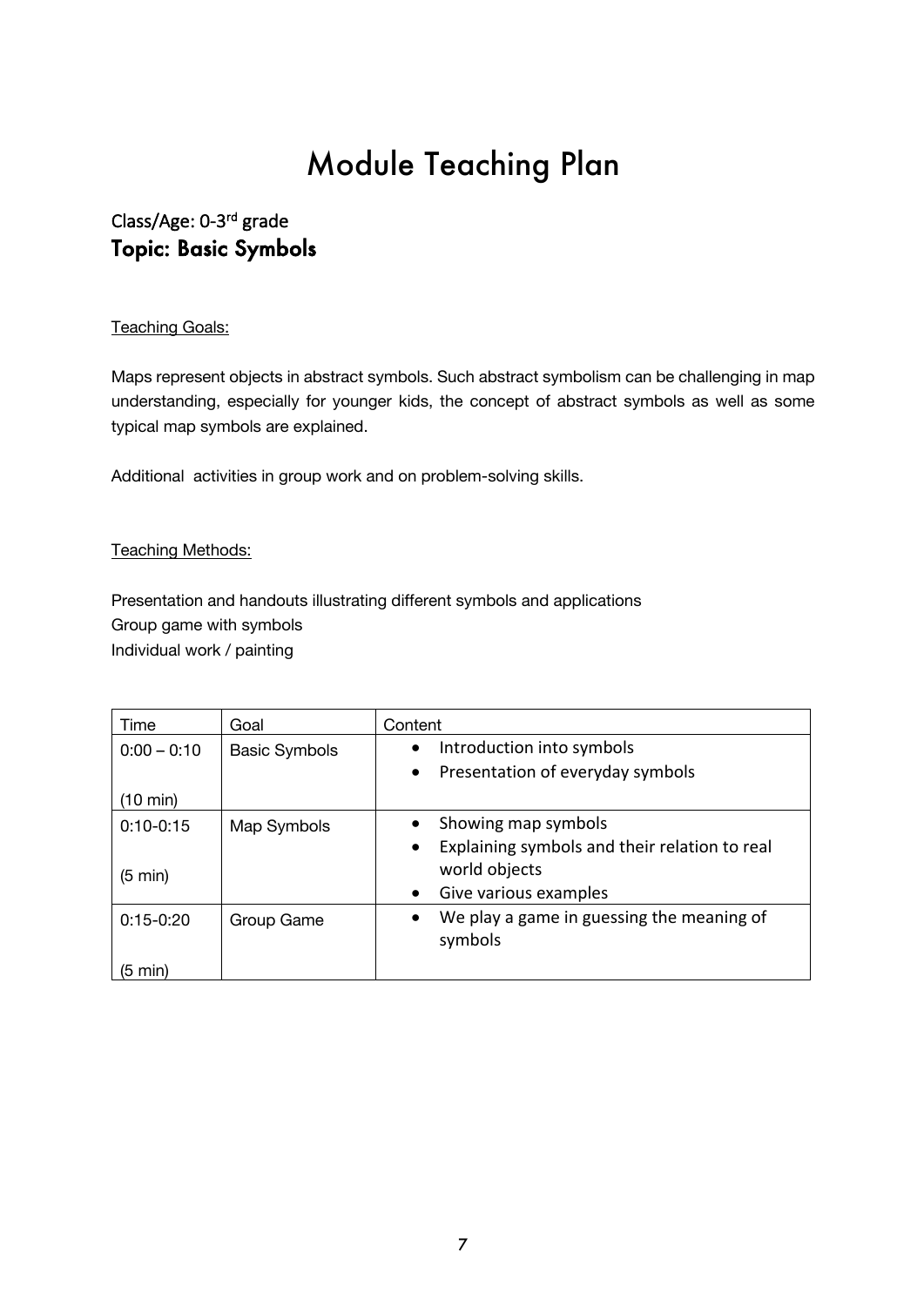# Module Teaching Plan

## Class/Age: 0-3rd grade

## Topic: Basic Symbols

Teaching Goals:

Maps represent objects in abstract symbols. Such abstract symbolism can be challenging in map understanding, especially for younger kids, the concept of abstract symbols as well as some typical map symbols are explained.

Additional activities in group work and on problem-solving skills.

Teaching Methods:

Presentation and handouts illustrating different symbols and applications
Group game with symbols
Individual work / painting

| Time | Goal | Content |
| --- | --- | --- |
| 0:00 – 0:10<br><br>(10 min) | Basic Symbols | • Introduction into symbols<br>• Presentation of everyday symbols |
| 0:10-0:15<br><br>(5 min) | Map Symbols | • Showing map symbols<br>• Explaining symbols and their relation to real world objects<br>• Give various examples |
| 0:15-0:20<br><br>(5 min) | Group Game | • We play a game in guessing the meaning of symbols |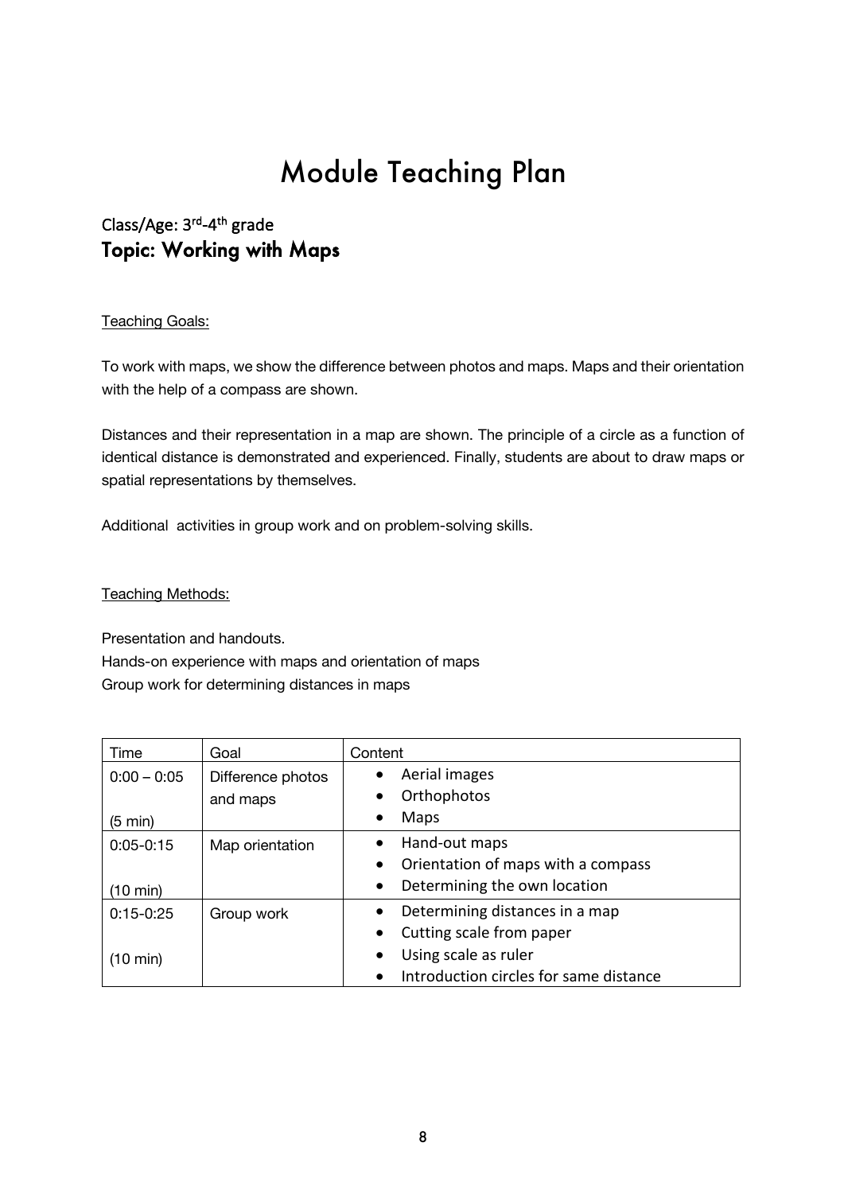# Module Teaching Plan

## Class/Age: 3rd-4th grade

## Topic: Working with Maps

Teaching Goals:

To work with maps, we show the difference between photos and maps. Maps and their orientation with the help of a compass are shown.

Distances and their representation in a map are shown. The principle of a circle as a function of identical distance is demonstrated and experienced. Finally, students are about to draw maps or spatial representations by themselves.

Additional  activities in group work and on problem-solving skills.

Teaching Methods:

Presentation and handouts.
Hands-on experience with maps and orientation of maps
Group work for determining distances in maps

| Time | Goal | Content |
|---|---|---|
| 0:00 – 0:05<br><br>(5 min) | Difference photos and maps | • Aerial images<br>• Orthophotos<br>• Maps |
| 0:05-0:15<br><br>(10 min) | Map orientation | • Hand-out maps<br>• Orientation of maps with a compass<br>• Determining the own location |
| 0:15-0:25<br><br>(10 min) | Group work | • Determining distances in a map<br>• Cutting scale from paper<br>• Using scale as ruler<br>• Introduction circles for same distance |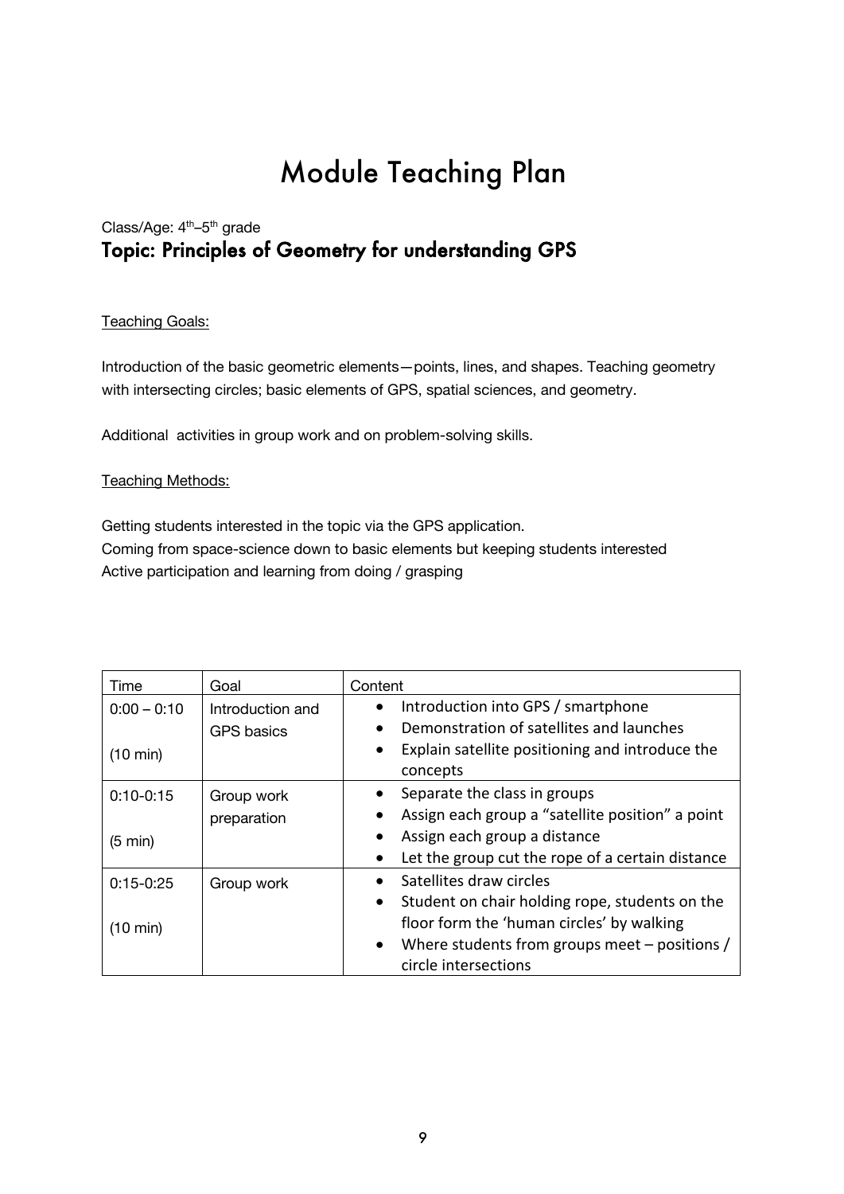# Module Teaching Plan

Class/Age: 4th–5th grade

## Topic: Principles of Geometry for understanding GPS

Teaching Goals:

Introduction of the basic geometric elements—points, lines, and shapes. Teaching geometry with intersecting circles; basic elements of GPS, spatial sciences, and geometry.

Additional  activities in group work and on problem-solving skills.

Teaching Methods:

Getting students interested in the topic via the GPS application.
Coming from space-science down to basic elements but keeping students interested
Active participation and learning from doing / grasping

| Time | Goal | Content |
| --- | --- | --- |
| 0:00 – 0:10<br><br>(10 min) | Introduction and GPS basics | • Introduction into GPS / smartphone<br>• Demonstration of satellites and launches<br>• Explain satellite positioning and introduce the concepts |
| 0:10-0:15<br><br>(5 min) | Group work preparation | • Separate the class in groups<br>• Assign each group a "satellite position" a point<br>• Assign each group a distance<br>• Let the group cut the rope of a certain distance |
| 0:15-0:25<br><br>(10 min) | Group work | • Satellites draw circles<br>• Student on chair holding rope, students on the floor form the 'human circles' by walking<br>• Where students from groups meet – positions / circle intersections |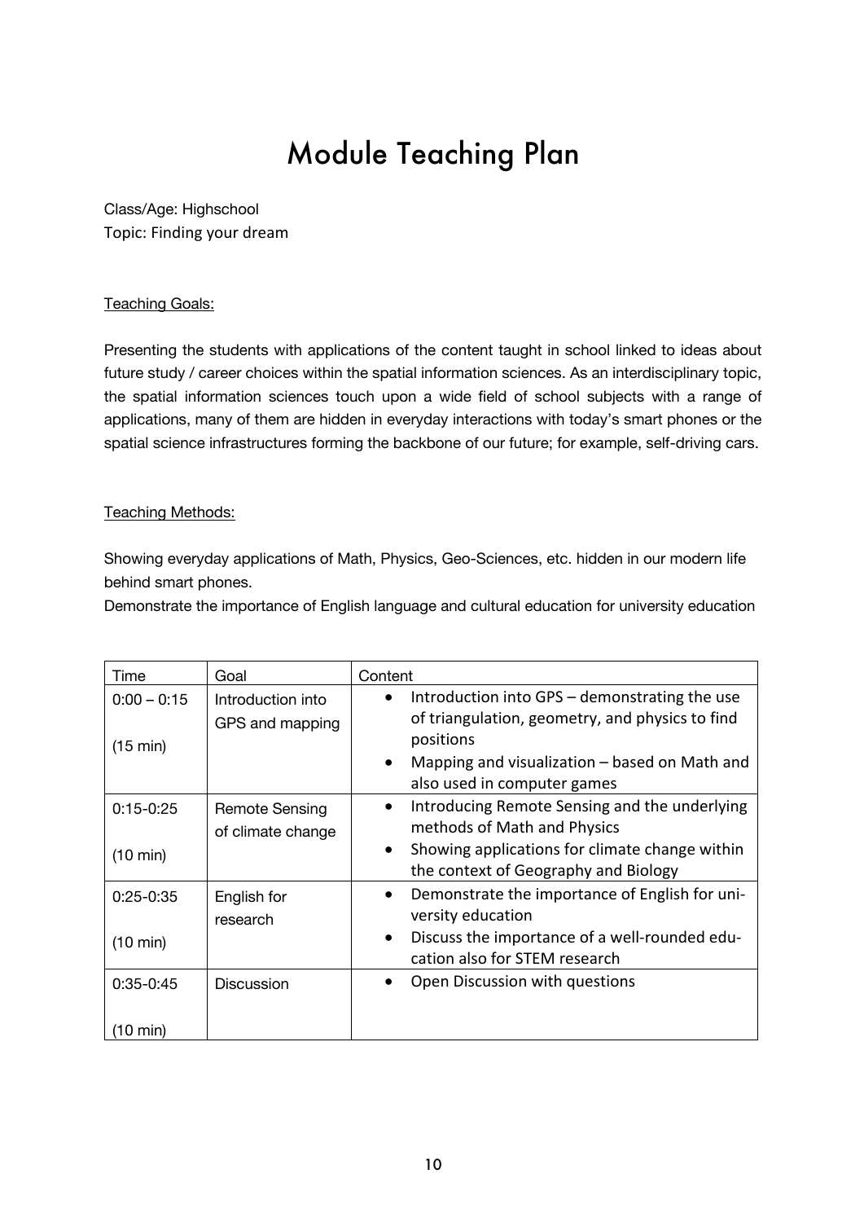# Module Teaching Plan

Class/Age: Highschool
Topic: Finding your dream

Teaching Goals:

Presenting the students with applications of the content taught in school linked to ideas about future study / career choices within the spatial information sciences. As an interdisciplinary topic, the spatial information sciences touch upon a wide field of school subjects with a range of applications, many of them are hidden in everyday interactions with today's smart phones or the spatial science infrastructures forming the backbone of our future; for example, self-driving cars.

Teaching Methods:

Showing everyday applications of Math, Physics, Geo-Sciences, etc. hidden in our modern life behind smart phones.
Demonstrate the importance of English language and cultural education for university education

| Time | Goal | Content |
|---|---|---|
| 0:00 – 0:15<br><br>(15 min) | Introduction into GPS and mapping | • Introduction into GPS – demonstrating the use of triangulation, geometry, and physics to find positions<br>• Mapping and visualization – based on Math and also used in computer games |
| 0:15-0:25<br><br>(10 min) | Remote Sensing of climate change | • Introducing Remote Sensing and the underlying methods of Math and Physics<br>• Showing applications for climate change within the context of Geography and Biology |
| 0:25-0:35<br><br>(10 min) | English for research | • Demonstrate the importance of English for university education<br>• Discuss the importance of a well-rounded education also for STEM research |
| 0:35-0:45<br><br>(10 min) | Discussion | • Open Discussion with questions |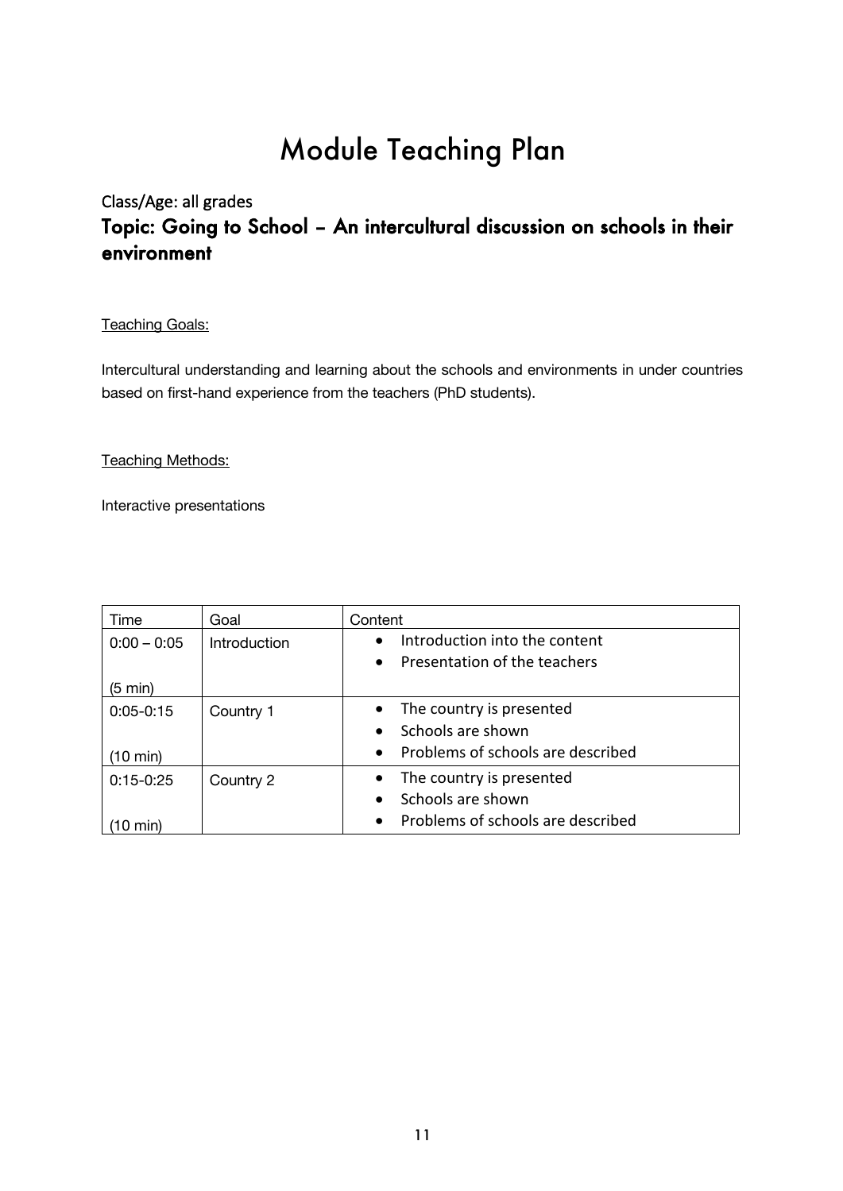# Module Teaching Plan

Class/Age: all grades

## Topic: Going to School – An intercultural discussion on schools in their environment

Teaching Goals:

Intercultural understanding and learning about the schools and environments in under countries based on first-hand experience from the teachers (PhD students).

Teaching Methods:

Interactive presentations

| Time | Goal | Content |
|---|---|---|
| 0:00 – 0:05<br><br>(5 min) | Introduction | • Introduction into the content<br>• Presentation of the teachers |
| 0:05-0:15<br><br>(10 min) | Country 1 | • The country is presented<br>• Schools are shown<br>• Problems of schools are described |
| 0:15-0:25<br><br>(10 min) | Country 2 | • The country is presented<br>• Schools are shown<br>• Problems of schools are described |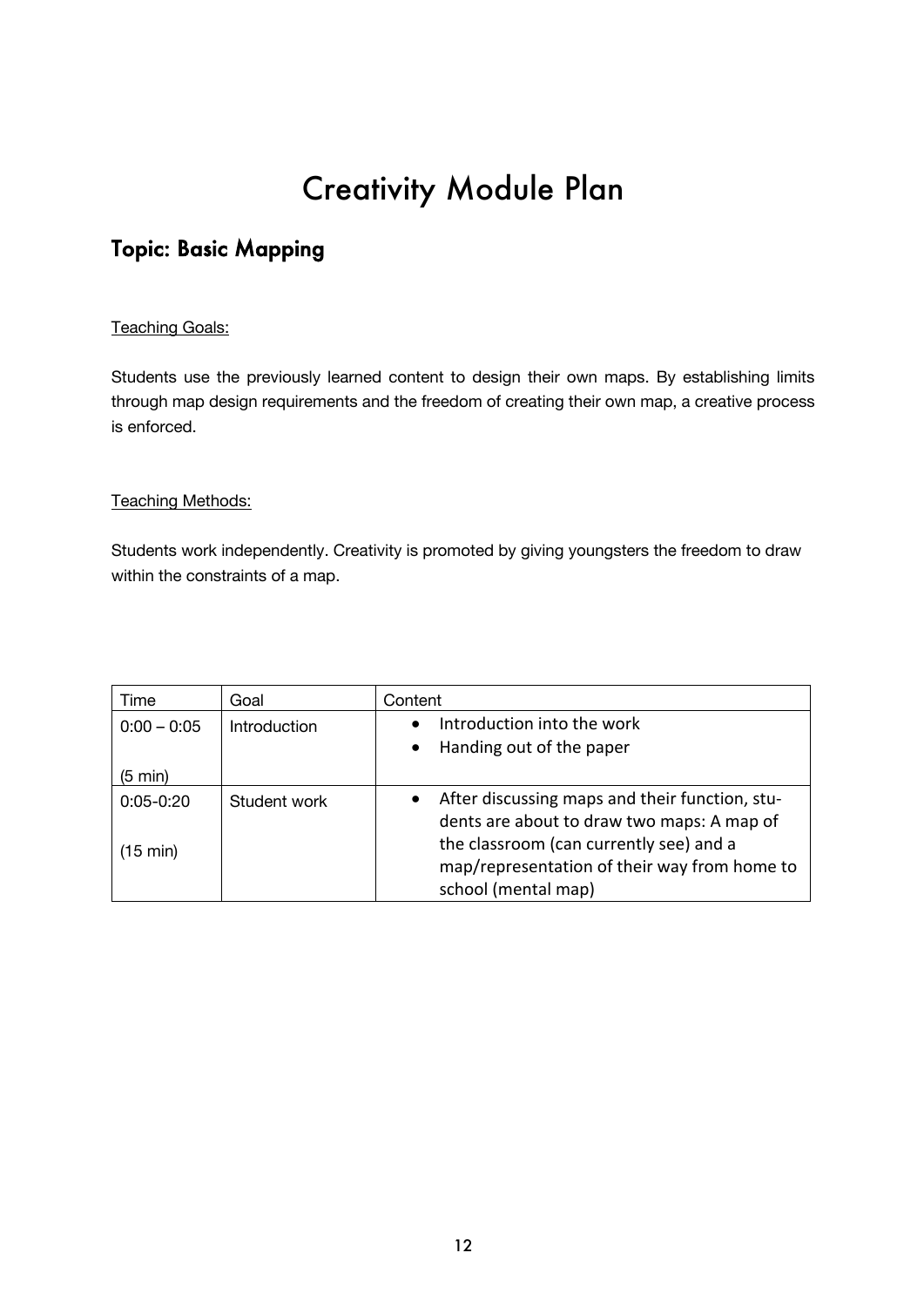# Creativity Module Plan

## Topic: Basic Mapping

Teaching Goals:

Students use the previously learned content to design their own maps. By establishing limits through map design requirements and the freedom of creating their own map, a creative process is enforced.

Teaching Methods:

Students work independently. Creativity is promoted by giving youngsters the freedom to draw within the constraints of a map.

| Time | Goal | Content |
|---|---|---|
| 0:00 – 0:05<br><br>(5 min) | Introduction | • Introduction into the work<br>• Handing out of the paper |
| 0:05-0:20<br><br>(15 min) | Student work | • After discussing maps and their function, students are about to draw two maps: A map of the classroom (can currently see) and a map/representation of their way from home to school (mental map) |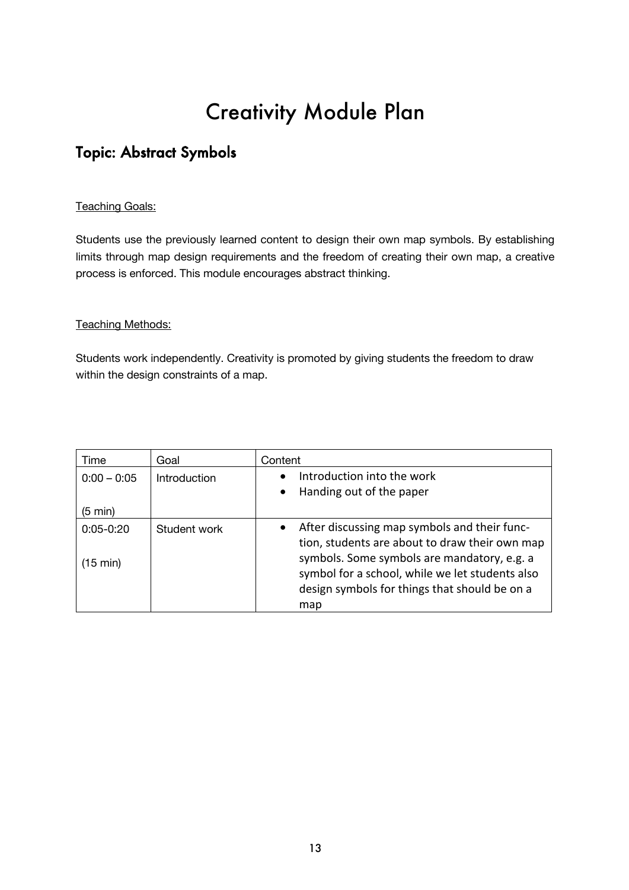# Creativity Module Plan

## Topic: Abstract Symbols

<u>Teaching Goals:</u>

Students use the previously learned content to design their own map symbols. By establishing limits through map design requirements and the freedom of creating their own map, a creative process is enforced. This module encourages abstract thinking.

<u>Teaching Methods:</u>

Students work independently. Creativity is promoted by giving students the freedom to draw within the design constraints of a map.

| Time | Goal | Content |
|---|---|---|
| 0:00 – 0:05 (5 min) | Introduction | • Introduction into the work<br>• Handing out of the paper |
| 0:05-0:20 (15 min) | Student work | • After discussing map symbols and their function, students are about to draw their own map symbols. Some symbols are mandatory, e.g. a symbol for a school, while we let students also design symbols for things that should be on a map |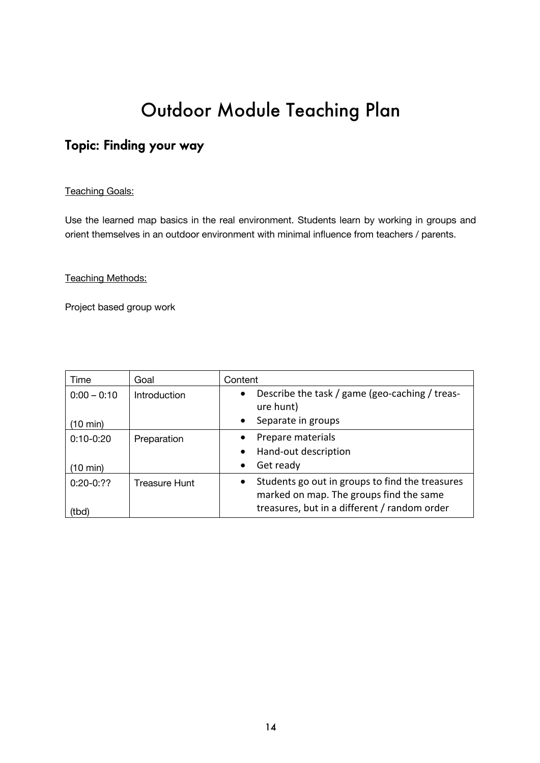# Outdoor Module Teaching Plan

## Topic: Finding your way

Teaching Goals:

Use the learned map basics in the real environment. Students learn by working in groups and orient themselves in an outdoor environment with minimal influence from teachers / parents.

Teaching Methods:

Project based group work

| Time | Goal | Content |
| --- | --- | --- |
| 0:00 – 0:10<br><br>(10 min) | Introduction | • Describe the task / game (geo-caching / treas-ure hunt)<br>• Separate in groups |
| 0:10-0:20<br><br>(10 min) | Preparation | • Prepare materials<br>• Hand-out description<br>• Get ready |
| 0:20-0:??<br><br>(tbd) | Treasure Hunt | • Students go out in groups to find the treasures marked on map. The groups find the same treasures, but in a different / random order |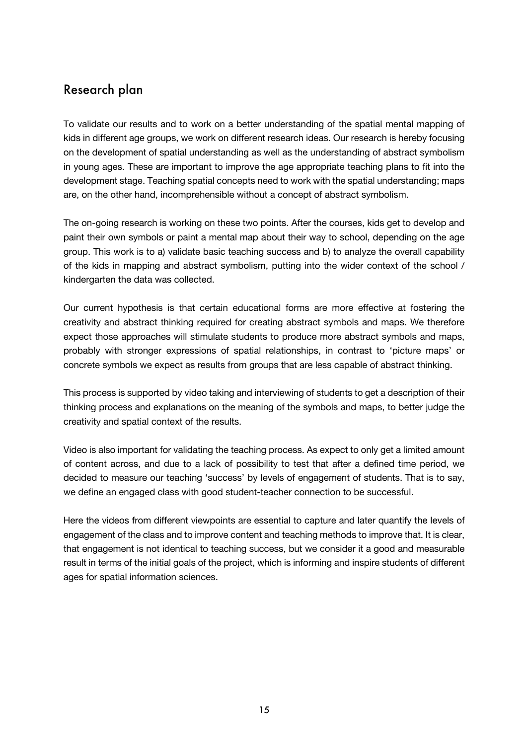## Research plan

To validate our results and to work on a better understanding of the spatial mental mapping of kids in different age groups, we work on different research ideas. Our research is hereby focusing on the development of spatial understanding as well as the understanding of abstract symbolism in young ages. These are important to improve the age appropriate teaching plans to fit into the development stage. Teaching spatial concepts need to work with the spatial understanding; maps are, on the other hand, incomprehensible without a concept of abstract symbolism.

The on-going research is working on these two points. After the courses, kids get to develop and paint their own symbols or paint a mental map about their way to school, depending on the age group. This work is to a) validate basic teaching success and b) to analyze the overall capability of the kids in mapping and abstract symbolism, putting into the wider context of the school / kindergarten the data was collected.

Our current hypothesis is that certain educational forms are more effective at fostering the creativity and abstract thinking required for creating abstract symbols and maps. We therefore expect those approaches will stimulate students to produce more abstract symbols and maps, probably with stronger expressions of spatial relationships, in contrast to 'picture maps' or concrete symbols we expect as results from groups that are less capable of abstract thinking.

This process is supported by video taking and interviewing of students to get a description of their thinking process and explanations on the meaning of the symbols and maps, to better judge the creativity and spatial context of the results.

Video is also important for validating the teaching process. As expect to only get a limited amount of content across, and due to a lack of possibility to test that after a defined time period, we decided to measure our teaching 'success' by levels of engagement of students. That is to say, we define an engaged class with good student-teacher connection to be successful.

Here the videos from different viewpoints are essential to capture and later quantify the levels of engagement of the class and to improve content and teaching methods to improve that. It is clear, that engagement is not identical to teaching success, but we consider it a good and measurable result in terms of the initial goals of the project, which is informing and inspire students of different ages for spatial information sciences.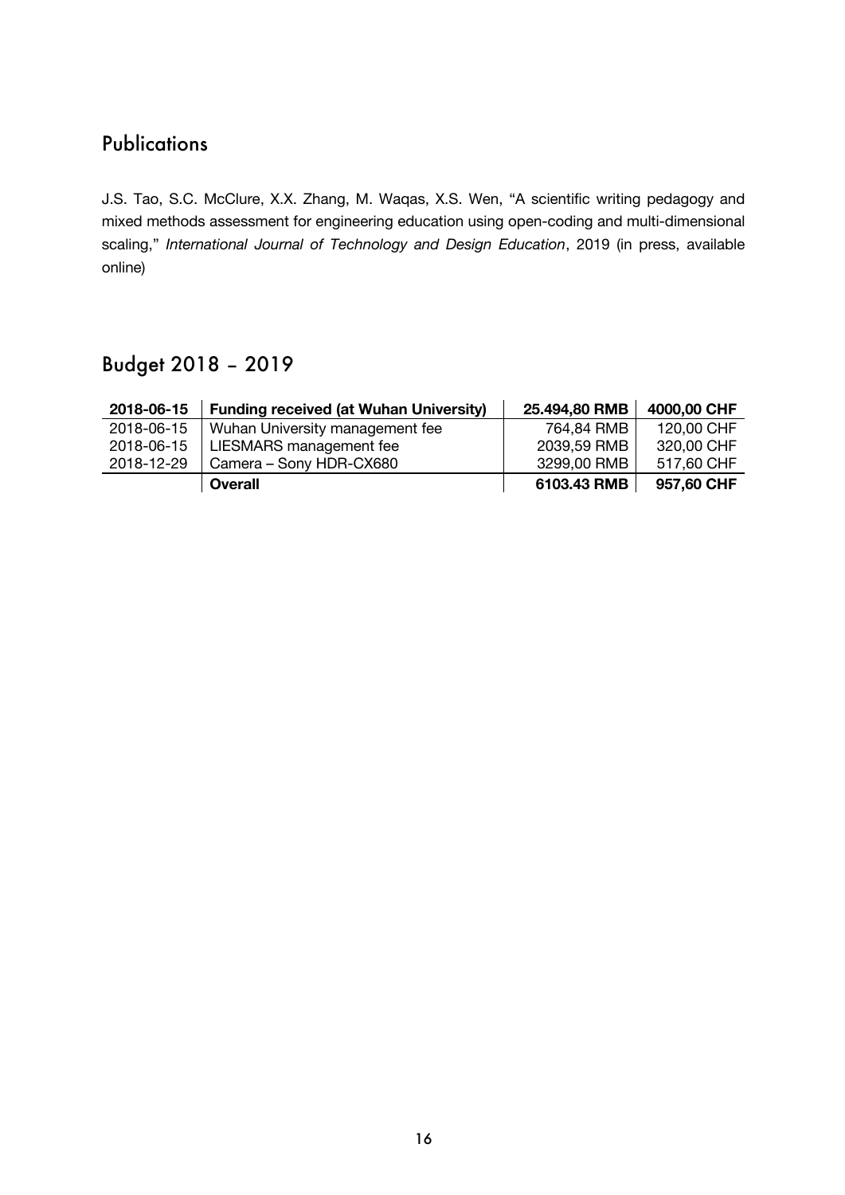## Publications

J.S. Tao, S.C. McClure, X.X. Zhang, M. Waqas, X.S. Wen, "A scientific writing pedagogy and mixed methods assessment for engineering education using open-coding and multi-dimensional scaling," *International Journal of Technology and Design Education*, 2019 (in press, available online)

## Budget 2018 – 2019

| **2018-06-15** | **Funding received (at Wuhan University)** | **25.494,80 RMB** | **4000,00 CHF** |
|---|---|---|---|
| 2018-06-15 | Wuhan University management fee | 764,84 RMB | 120,00 CHF |
| 2018-06-15 | LIESMARS management fee | 2039,59 RMB | 320,00 CHF |
| 2018-12-29 | Camera – Sony HDR-CX680 | 3299,00 RMB | 517,60 CHF |
| | **Overall** | **6103.43 RMB** | **957,60 CHF** |